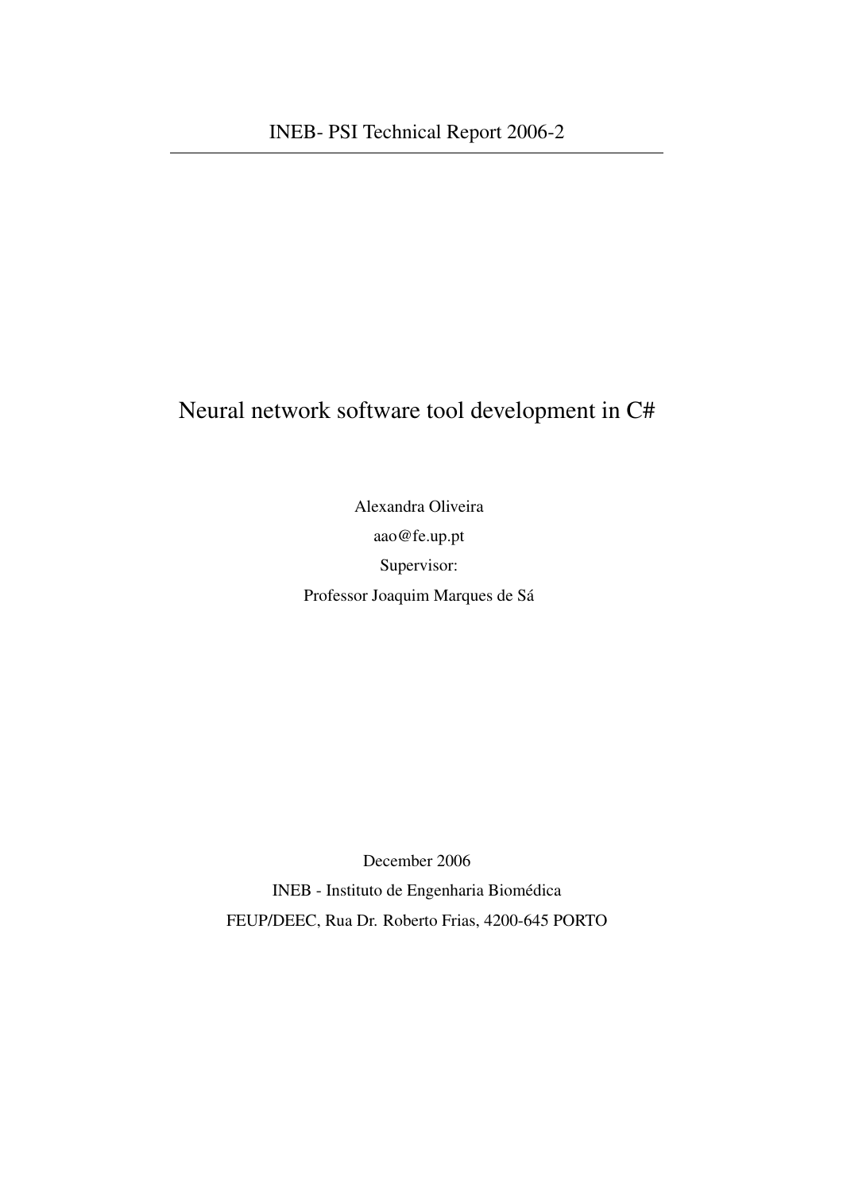INEB- PSI Technical Report 2006-2

# Neural network software tool development in C#

Alexandra Oliveira

aao@fe.up.pt

Supervisor:

Professor Joaquim Marques de Sá

December 2006

INEB - Instituto de Engenharia Biomédica

FEUP/DEEC, Rua Dr. Roberto Frias, 4200-645 PORTO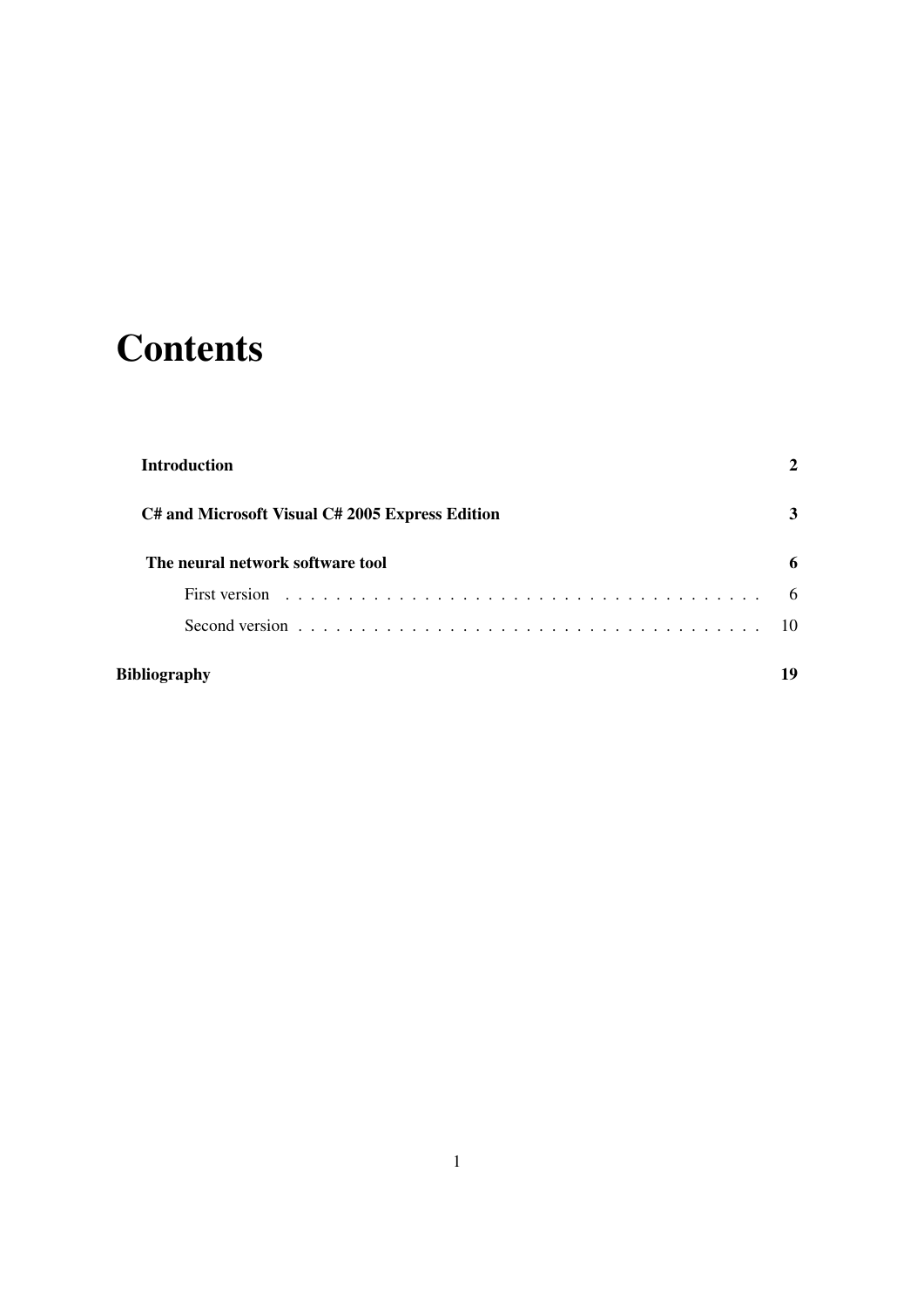# Contents

**Introduction** **2**

**C# and Microsoft Visual C# 2005 Express Edition** **3**

**The neural network software tool** **6**

- First version . . . . . . . . . . . . . . . . . . . . . . . . . . . . . . . . . . . . . . 6
- Second version . . . . . . . . . . . . . . . . . . . . . . . . . . . . . . . . . . . . . . 10

**Bibliography** **19**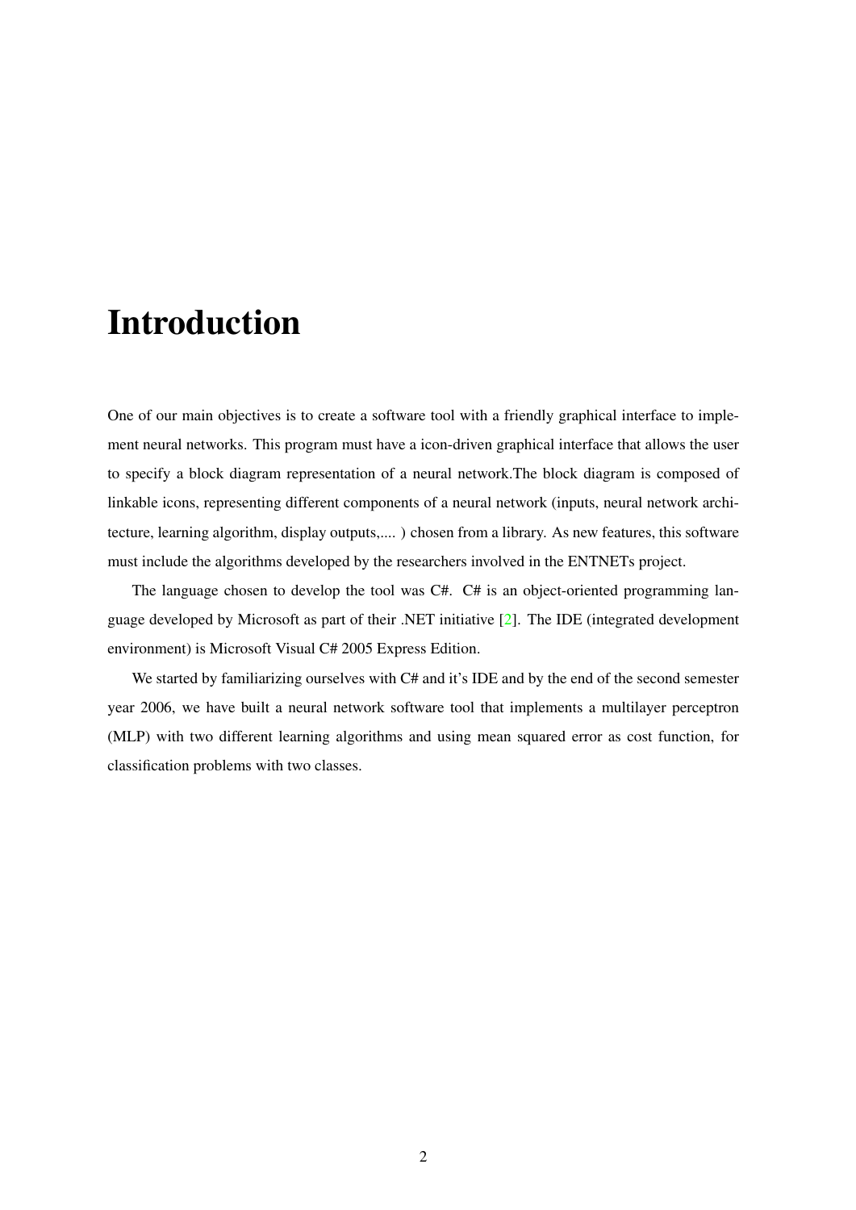# Introduction

One of our main objectives is to create a software tool with a friendly graphical interface to implement neural networks. This program must have a icon-driven graphical interface that allows the user to specify a block diagram representation of a neural network.The block diagram is composed of linkable icons, representing different components of a neural network (inputs, neural network architecture, learning algorithm, display outputs,.... ) chosen from a library. As new features, this software must include the algorithms developed by the researchers involved in the ENTNETs project.

The language chosen to develop the tool was C#. C# is an object-oriented programming language developed by Microsoft as part of their .NET initiative [2]. The IDE (integrated development environment) is Microsoft Visual C# 2005 Express Edition.

We started by familiarizing ourselves with C# and it's IDE and by the end of the second semester year 2006, we have built a neural network software tool that implements a multilayer perceptron (MLP) with two different learning algorithms and using mean squared error as cost function, for classification problems with two classes.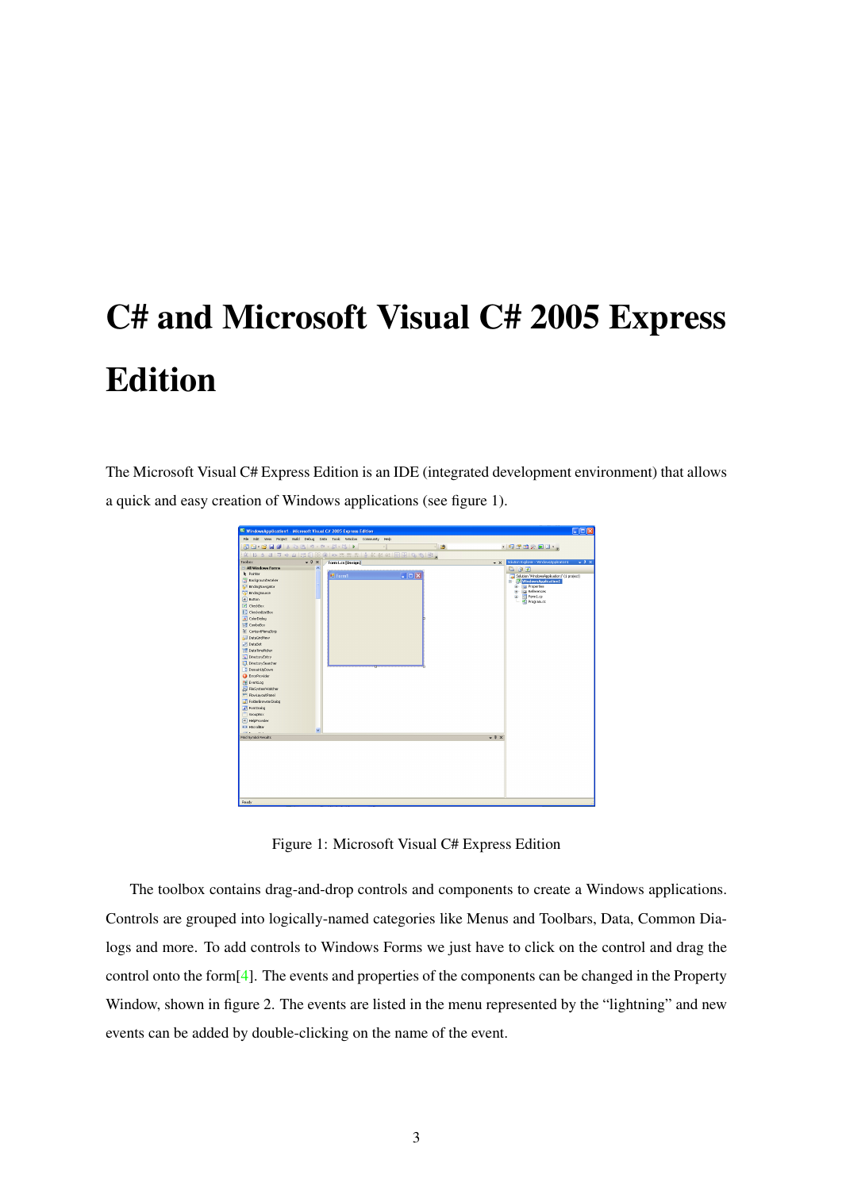# C# and Microsoft Visual C# 2005 Express Edition

The Microsoft Visual C# Express Edition is an IDE (integrated development environment) that allows a quick and easy creation of Windows applications (see figure 1).

Figure 1: Microsoft Visual C# Express Edition

The toolbox contains drag-and-drop controls and components to create a Windows applications. Controls are grouped into logically-named categories like Menus and Toolbars, Data, Common Dialogs and more. To add controls to Windows Forms we just have to click on the control and drag the control onto the form[4]. The events and properties of the components can be changed in the Property Window, shown in figure 2. The events are listed in the menu represented by the "lightning" and new events can be added by double-clicking on the name of the event.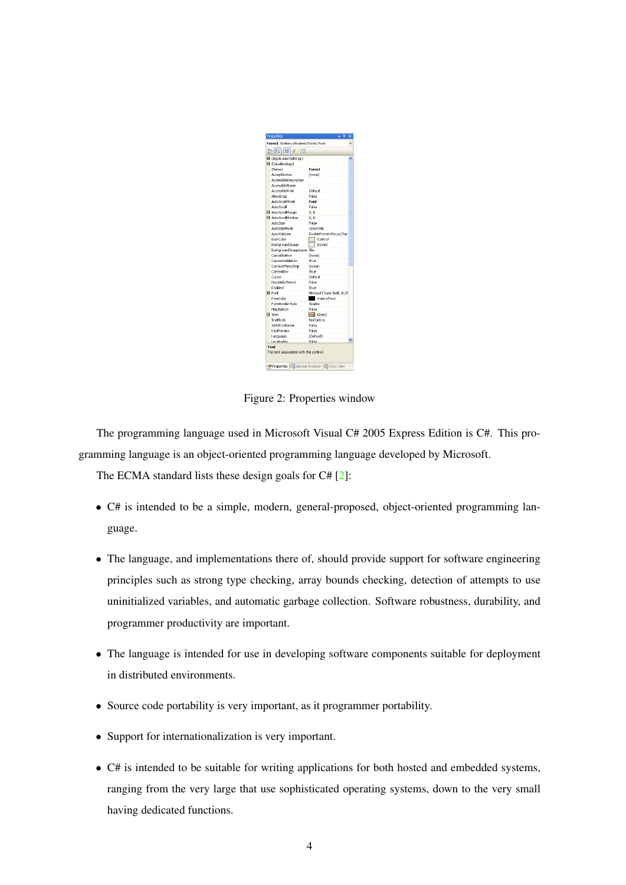Figure 2: Properties window

The programming language used in Microsoft Visual C# 2005 Express Edition is C#. This programming language is an object-oriented programming language developed by Microsoft.

The ECMA standard lists these design goals for C# [2]:

- C# is intended to be a simple, modern, general-proposed, object-oriented programming language.
- The language, and implementations there of, should provide support for software engineering principles such as strong type checking, array bounds checking, detection of attempts to use uninitialized variables, and automatic garbage collection. Software robustness, durability, and programmer productivity are important.
- The language is intended for use in developing software components suitable for deployment in distributed environments.
- Source code portability is very important, as it programmer portability.
- Support for internationalization is very important.
- C# is intended to be suitable for writing applications for both hosted and embedded systems, ranging from the very large that use sophisticated operating systems, down to the very small having dedicated functions.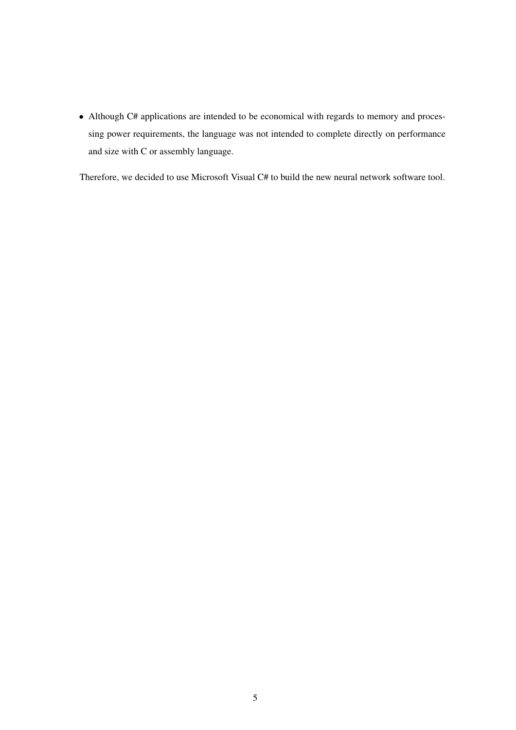- Although C# applications are intended to be economical with regards to memory and processing power requirements, the language was not intended to complete directly on performance and size with C or assembly language.

Therefore, we decided to use Microsoft Visual C# to build the new neural network software tool.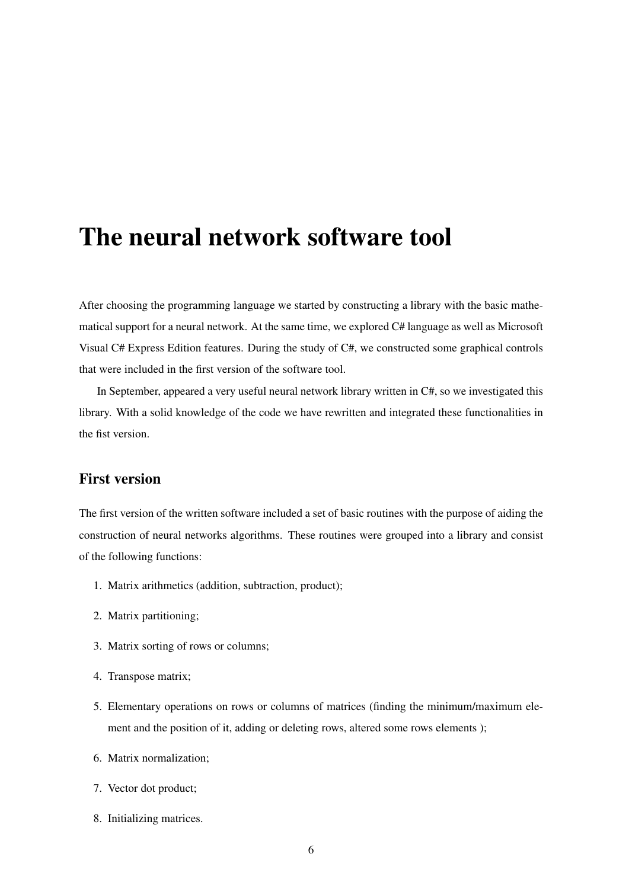# The neural network software tool

After choosing the programming language we started by constructing a library with the basic mathematical support for a neural network. At the same time, we explored C# language as well as Microsoft Visual C# Express Edition features. During the study of C#, we constructed some graphical controls that were included in the first version of the software tool.

In September, appeared a very useful neural network library written in C#, so we investigated this library. With a solid knowledge of the code we have rewritten and integrated these functionalities in the fist version.

## First version

The first version of the written software included a set of basic routines with the purpose of aiding the construction of neural networks algorithms. These routines were grouped into a library and consist of the following functions:

1. Matrix arithmetics (addition, subtraction, product);
2. Matrix partitioning;
3. Matrix sorting of rows or columns;
4. Transpose matrix;
5. Elementary operations on rows or columns of matrices (finding the minimum/maximum element and the position of it, adding or deleting rows, altered some rows elements );
6. Matrix normalization;
7. Vector dot product;
8. Initializing matrices.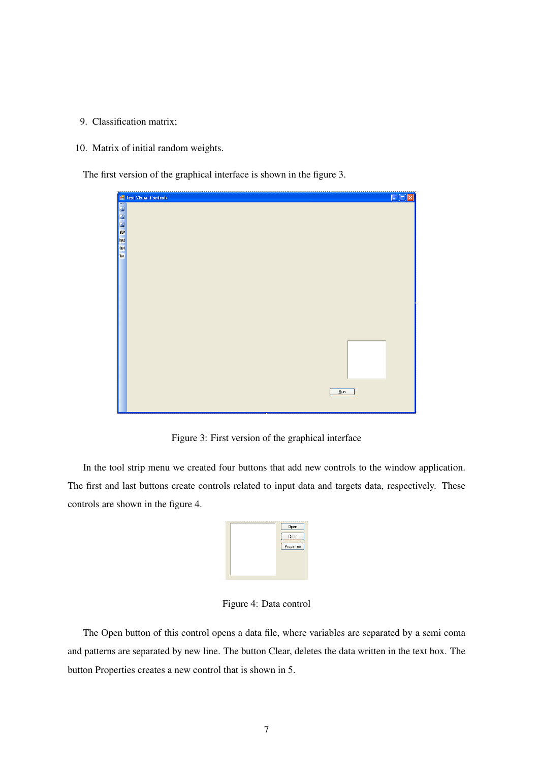9. Classification matrix;

10. Matrix of initial random weights.

The first version of the graphical interface is shown in the figure 3.

Figure 3: First version of the graphical interface

In the tool strip menu we created four buttons that add new controls to the window application. The first and last buttons create controls related to input data and targets data, respectively. These controls are shown in the figure 4.

Figure 4: Data control

The Open button of this control opens a data file, where variables are separated by a semi coma and patterns are separated by new line. The button Clear, deletes the data written in the text box. The button Properties creates a new control that is shown in 5.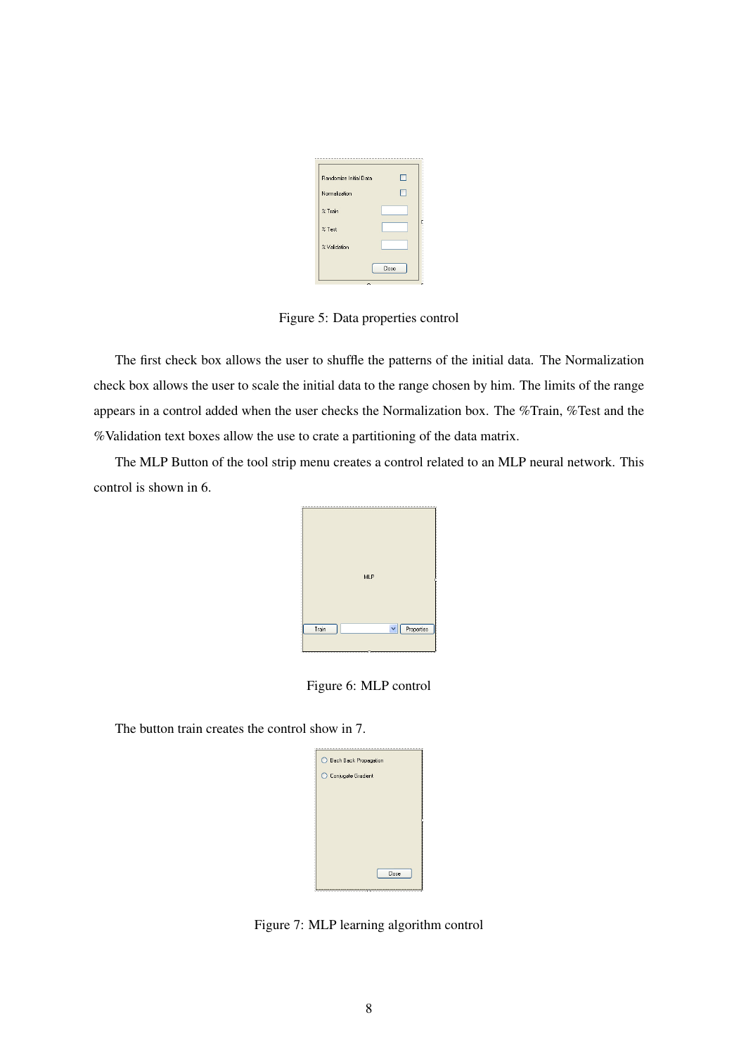Figure 5: Data properties control

The first check box allows the user to shuffle the patterns of the initial data. The Normalization check box allows the user to scale the initial data to the range chosen by him. The limits of the range appears in a control added when the user checks the Normalization box. The %Train, %Test and the %Validation text boxes allow the use to crate a partitioning of the data matrix.

The MLP Button of the tool strip menu creates a control related to an MLP neural network. This control is shown in 6.

Figure 6: MLP control

The button train creates the control show in 7.

Figure 7: MLP learning algorithm control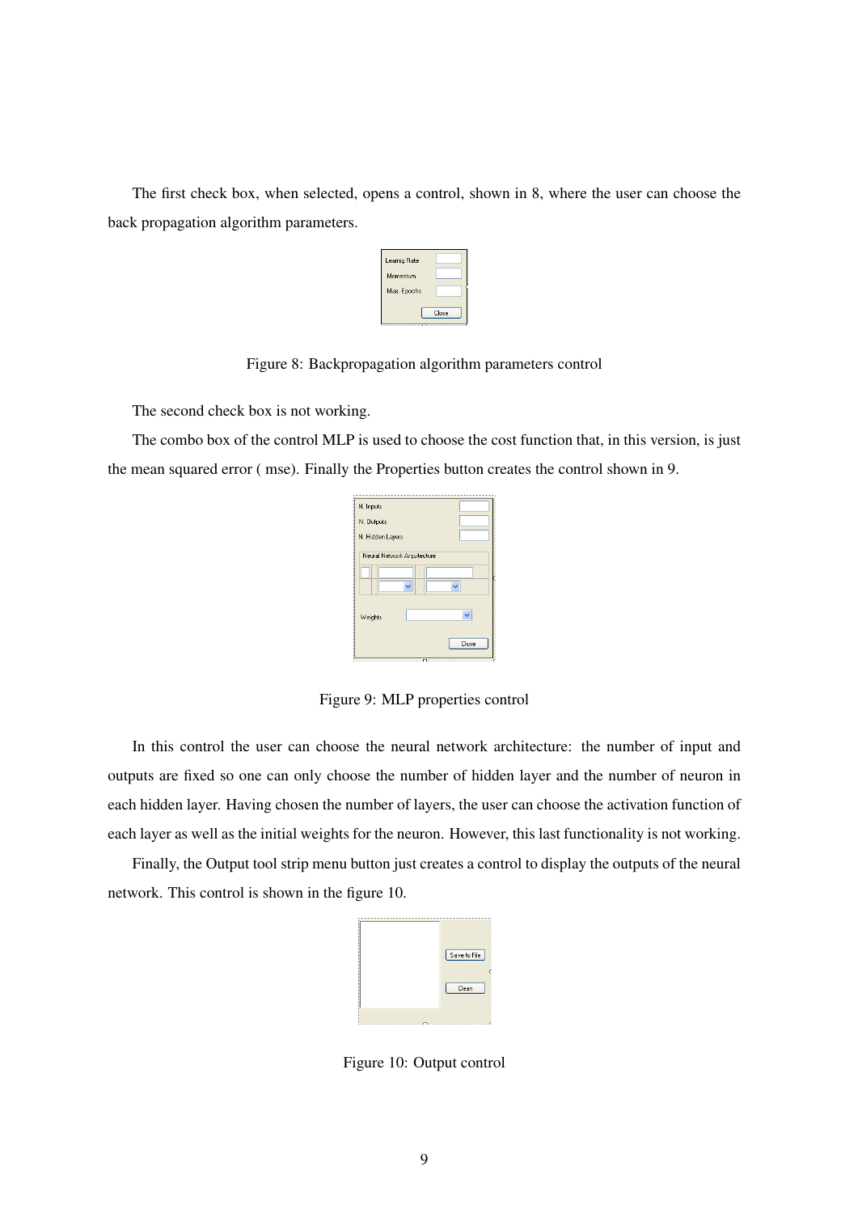The first check box, when selected, opens a control, shown in 8, where the user can choose the back propagation algorithm parameters.

Figure 8: Backpropagation algorithm parameters control

The second check box is not working.

The combo box of the control MLP is used to choose the cost function that, in this version, is just the mean squared error ( mse). Finally the Properties button creates the control shown in 9.

Figure 9: MLP properties control

In this control the user can choose the neural network architecture: the number of input and outputs are fixed so one can only choose the number of hidden layer and the number of neuron in each hidden layer. Having chosen the number of layers, the user can choose the activation function of each layer as well as the initial weights for the neuron. However, this last functionality is not working.

Finally, the Output tool strip menu button just creates a control to display the outputs of the neural network. This control is shown in the figure 10.

Figure 10: Output control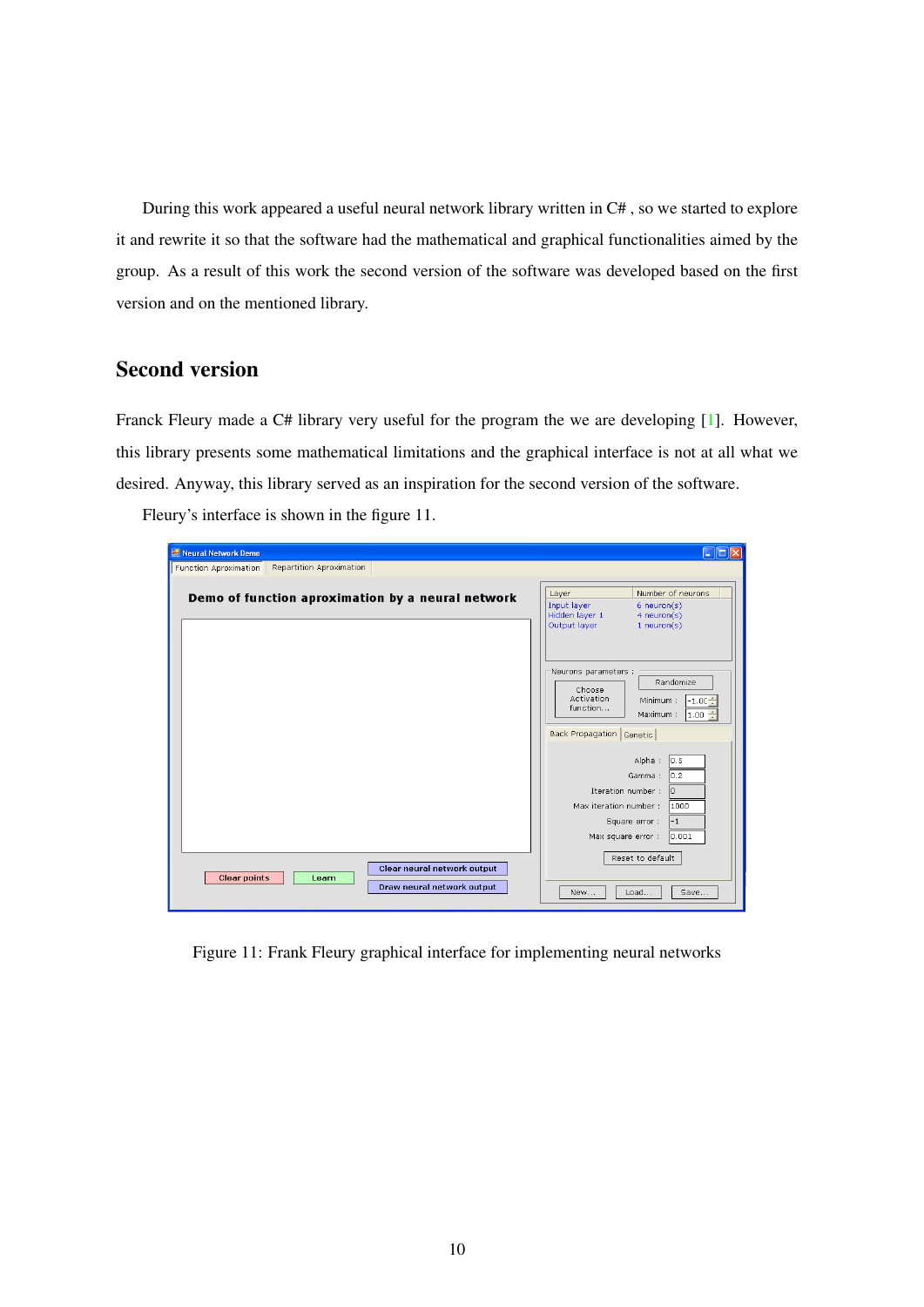During this work appeared a useful neural network library written in C# , so we started to explore it and rewrite it so that the software had the mathematical and graphical functionalities aimed by the group. As a result of this work the second version of the software was developed based on the first version and on the mentioned library.

## Second version

Franck Fleury made a C# library very useful for the program the we are developing [1]. However, this library presents some mathematical limitations and the graphical interface is not at all what we desired. Anyway, this library served as an inspiration for the second version of the software.

Fleury's interface is shown in the figure 11.

Figure 11: Frank Fleury graphical interface for implementing neural networks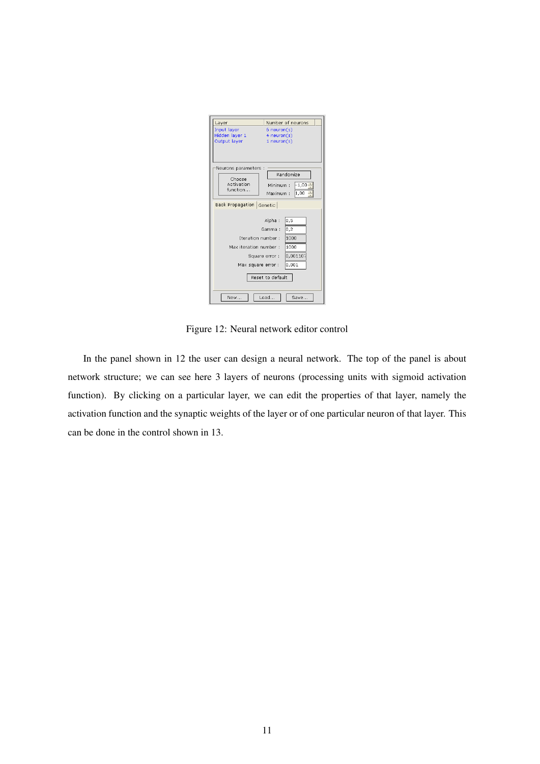Figure 12: Neural network editor control

In the panel shown in 12 the user can design a neural network. The top of the panel is about network structure; we can see here 3 layers of neurons (processing units with sigmoid activation function). By clicking on a particular layer, we can edit the properties of that layer, namely the activation function and the synaptic weights of the layer or of one particular neuron of that layer. This can be done in the control shown in 13.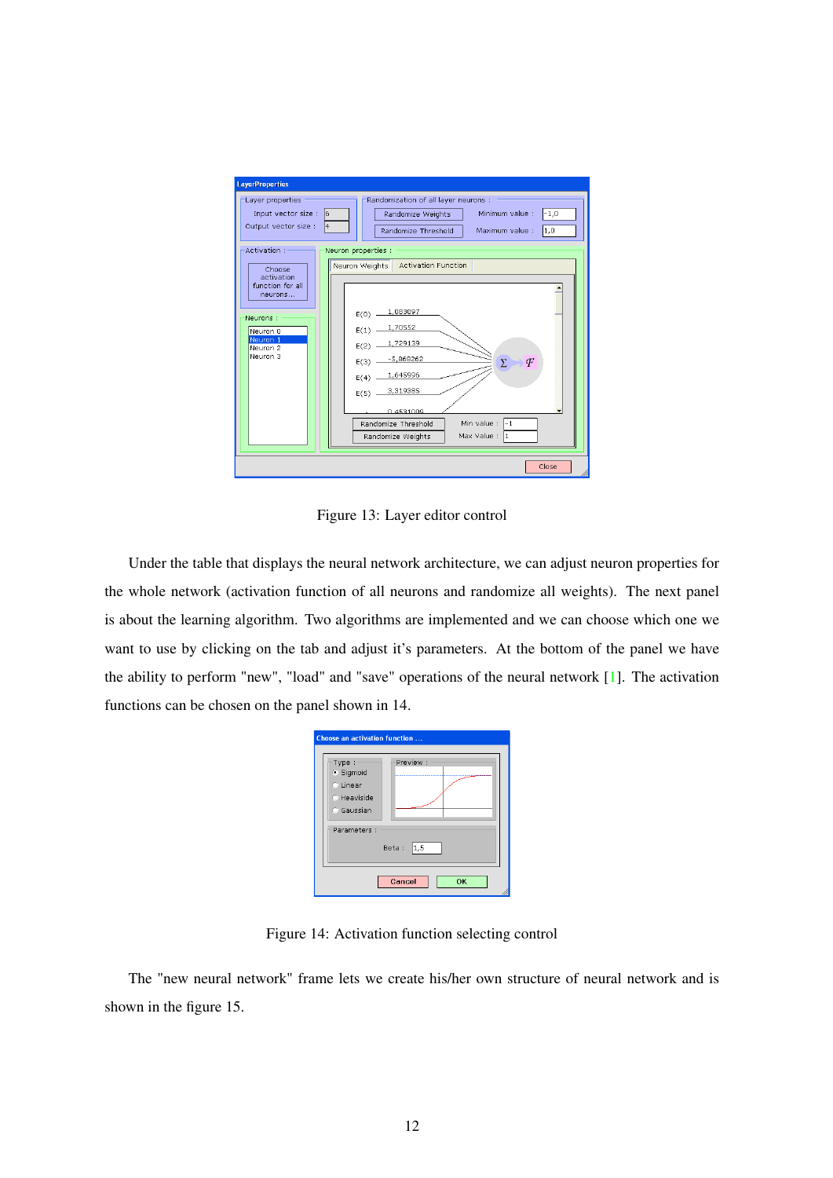Figure 13: Layer editor control

Under the table that displays the neural network architecture, we can adjust neuron properties for the whole network (activation function of all neurons and randomize all weights). The next panel is about the learning algorithm. Two algorithms are implemented and we can choose which one we want to use by clicking on the tab and adjust it's parameters. At the bottom of the panel we have the ability to perform "new", "load" and "save" operations of the neural network [1]. The activation functions can be chosen on the panel shown in 14.

Figure 14: Activation function selecting control

The "new neural network" frame lets we create his/her own structure of neural network and is shown in the figure 15.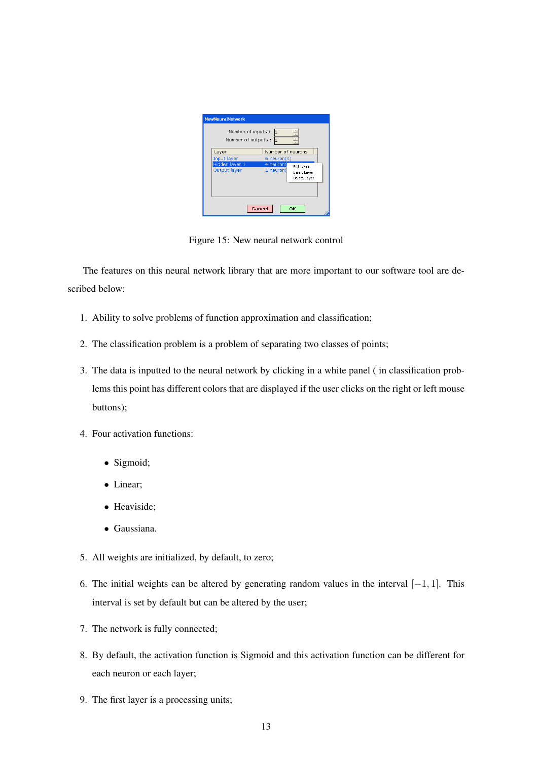Figure 15: New neural network control

The features on this neural network library that are more important to our software tool are described below:

1. Ability to solve problems of function approximation and classification;
2. The classification problem is a problem of separating two classes of points;
3. The data is inputted to the neural network by clicking in a white panel ( in classification problems this point has different colors that are displayed if the user clicks on the right or left mouse buttons);
4. Four activation functions:
   - Sigmoid;
   - Linear;
   - Heaviside;
   - Gaussiana.
5. All weights are initialized, by default, to zero;
6. The initial weights can be altered by generating random values in the interval $[-1, 1]$. This interval is set by default but can be altered by the user;
7. The network is fully connected;
8. By default, the activation function is Sigmoid and this activation function can be different for each neuron or each layer;
9. The first layer is a processing units;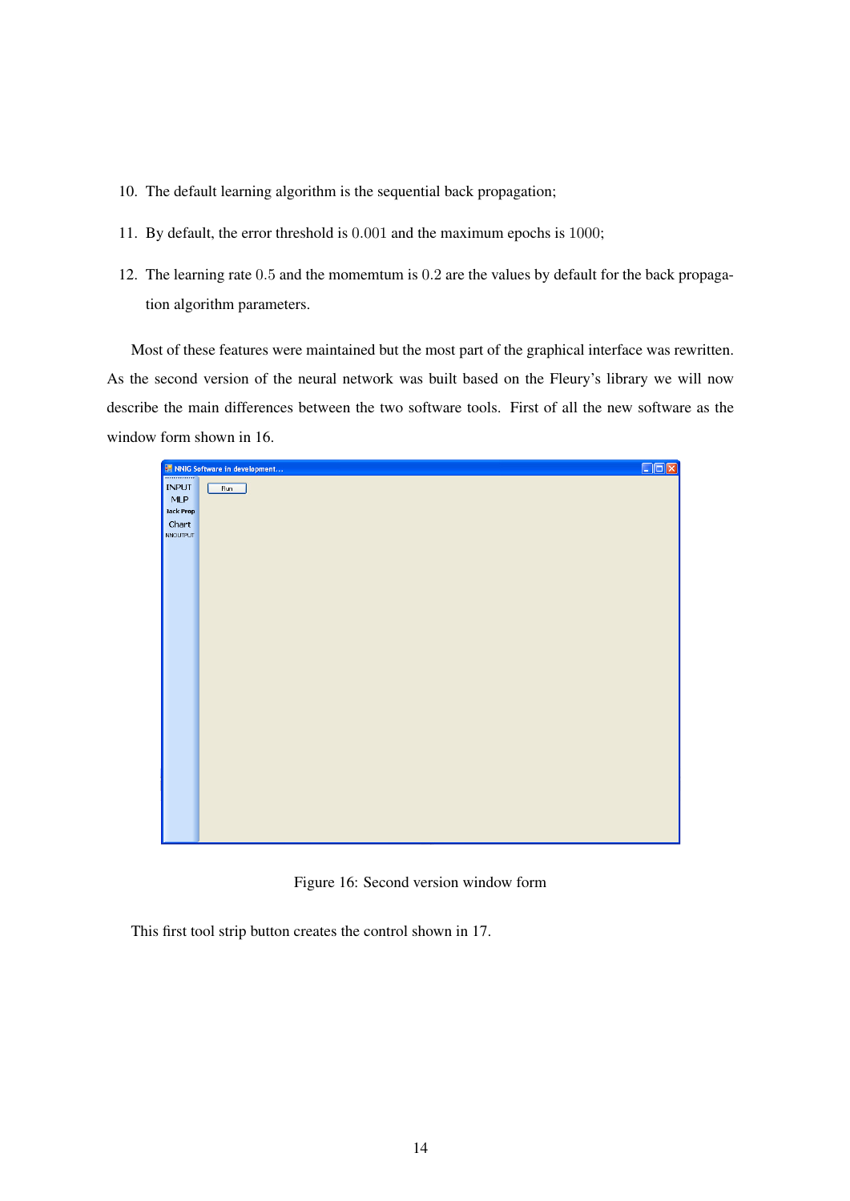10. The default learning algorithm is the sequential back propagation;

11. By default, the error threshold is $0.001$ and the maximum epochs is $1000$;

12. The learning rate $0.5$ and the momemtum is $0.2$ are the values by default for the back propagation algorithm parameters.

Most of these features were maintained but the most part of the graphical interface was rewritten. As the second version of the neural network was built based on the Fleury's library we will now describe the main differences between the two software tools. First of all the new software as the window form shown in 16.

Figure 16: Second version window form

This first tool strip button creates the control shown in 17.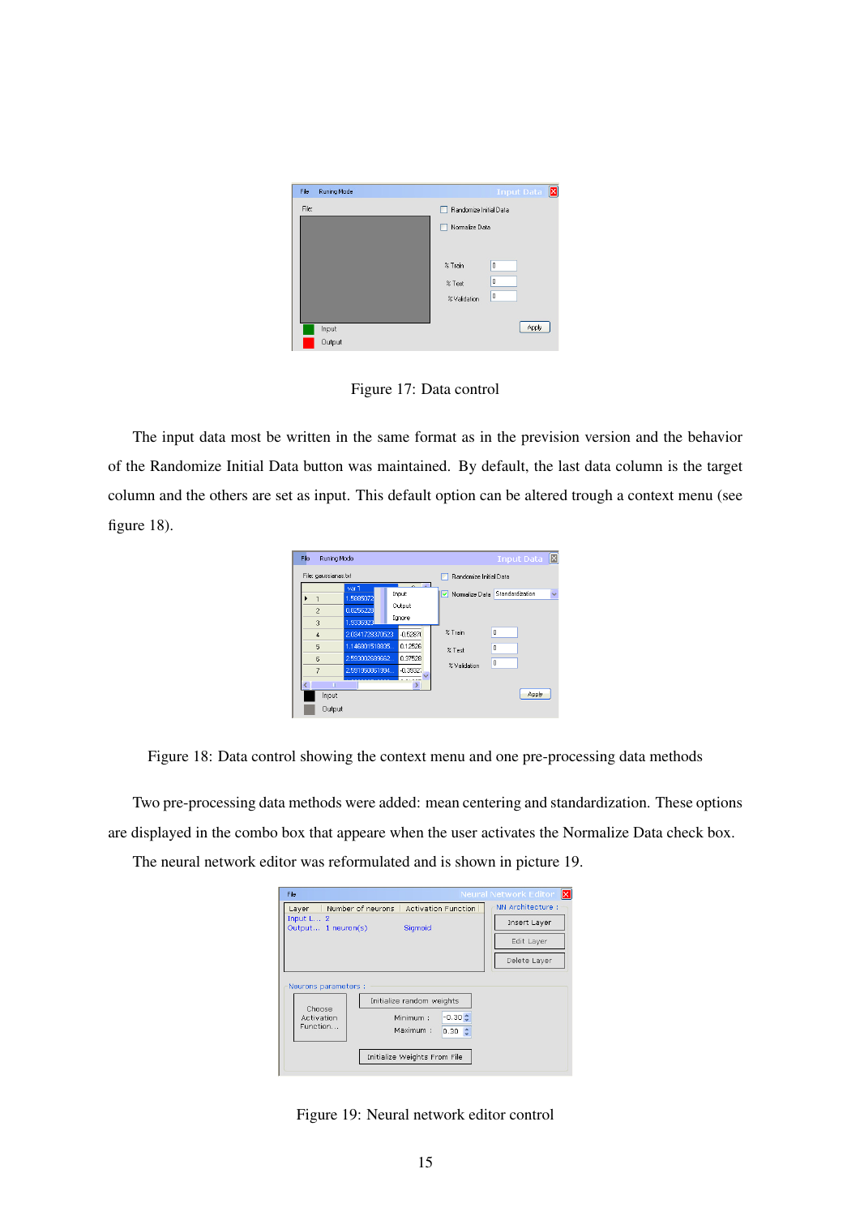Figure 17: Data control

The input data most be written in the same format as in the prevision version and the behavior of the Randomize Initial Data button was maintained. By default, the last data column is the target column and the others are set as input. This default option can be altered trough a context menu (see figure 18).

Figure 18: Data control showing the context menu and one pre-processing data methods

Two pre-processing data methods were added: mean centering and standardization. These options are displayed in the combo box that appeare when the user activates the Normalize Data check box.

The neural network editor was reformulated and is shown in picture 19.

Figure 19: Neural network editor control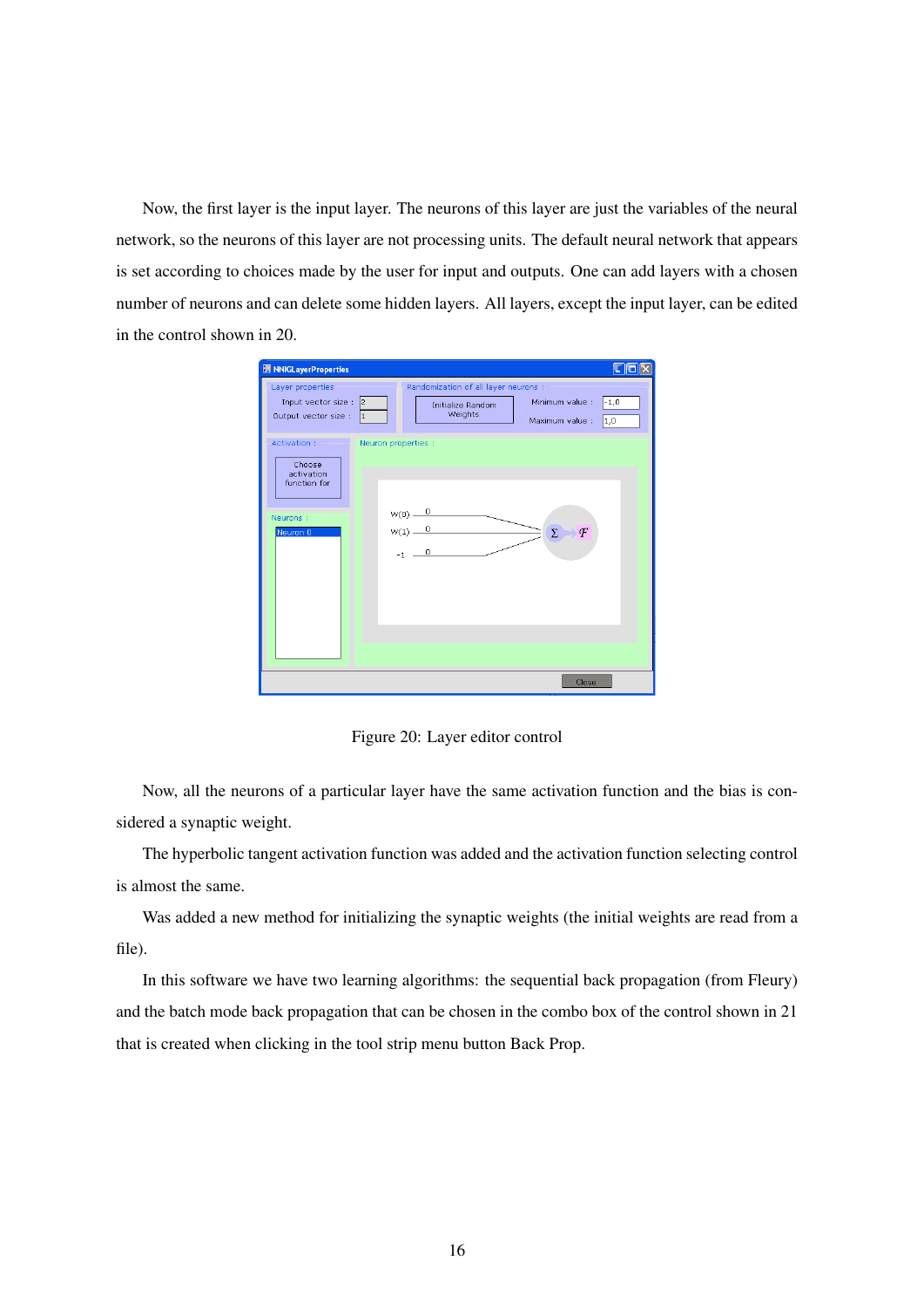Now, the first layer is the input layer. The neurons of this layer are just the variables of the neural network, so the neurons of this layer are not processing units. The default neural network that appears is set according to choices made by the user for input and outputs. One can add layers with a chosen number of neurons and can delete some hidden layers. All layers, except the input layer, can be edited in the control shown in 20.

Figure 20: Layer editor control

Now, all the neurons of a particular layer have the same activation function and the bias is considered a synaptic weight.

The hyperbolic tangent activation function was added and the activation function selecting control is almost the same.

Was added a new method for initializing the synaptic weights (the initial weights are read from a file).

In this software we have two learning algorithms: the sequential back propagation (from Fleury) and the batch mode back propagation that can be chosen in the combo box of the control shown in 21 that is created when clicking in the tool strip menu button Back Prop.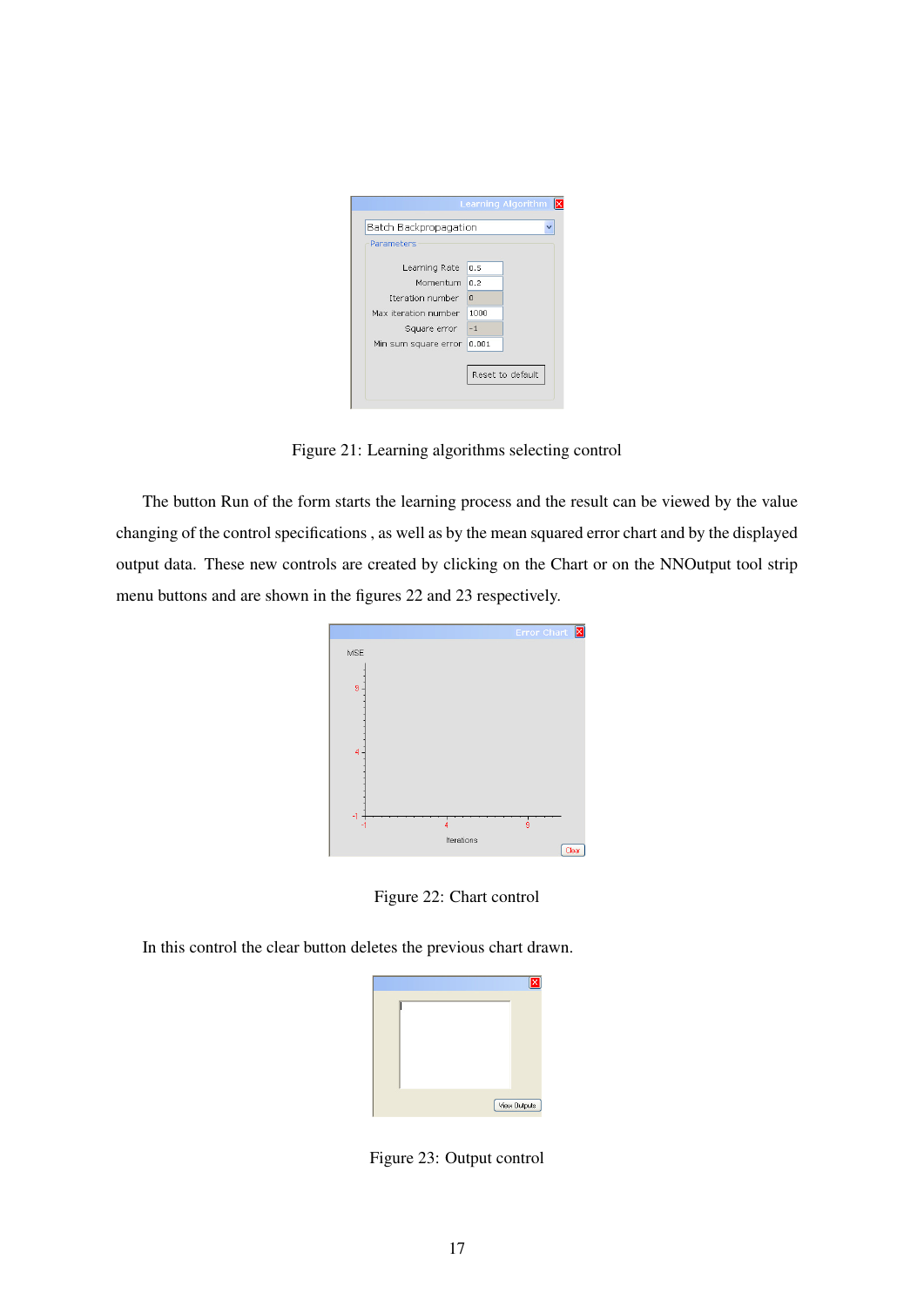Figure 21: Learning algorithms selecting control

The button Run of the form starts the learning process and the result can be viewed by the value changing of the control specifications , as well as by the mean squared error chart and by the displayed output data. These new controls are created by clicking on the Chart or on the NNOutput tool strip menu buttons and are shown in the figures 22 and 23 respectively.

Figure 22: Chart control

In this control the clear button deletes the previous chart drawn.

Figure 23: Output control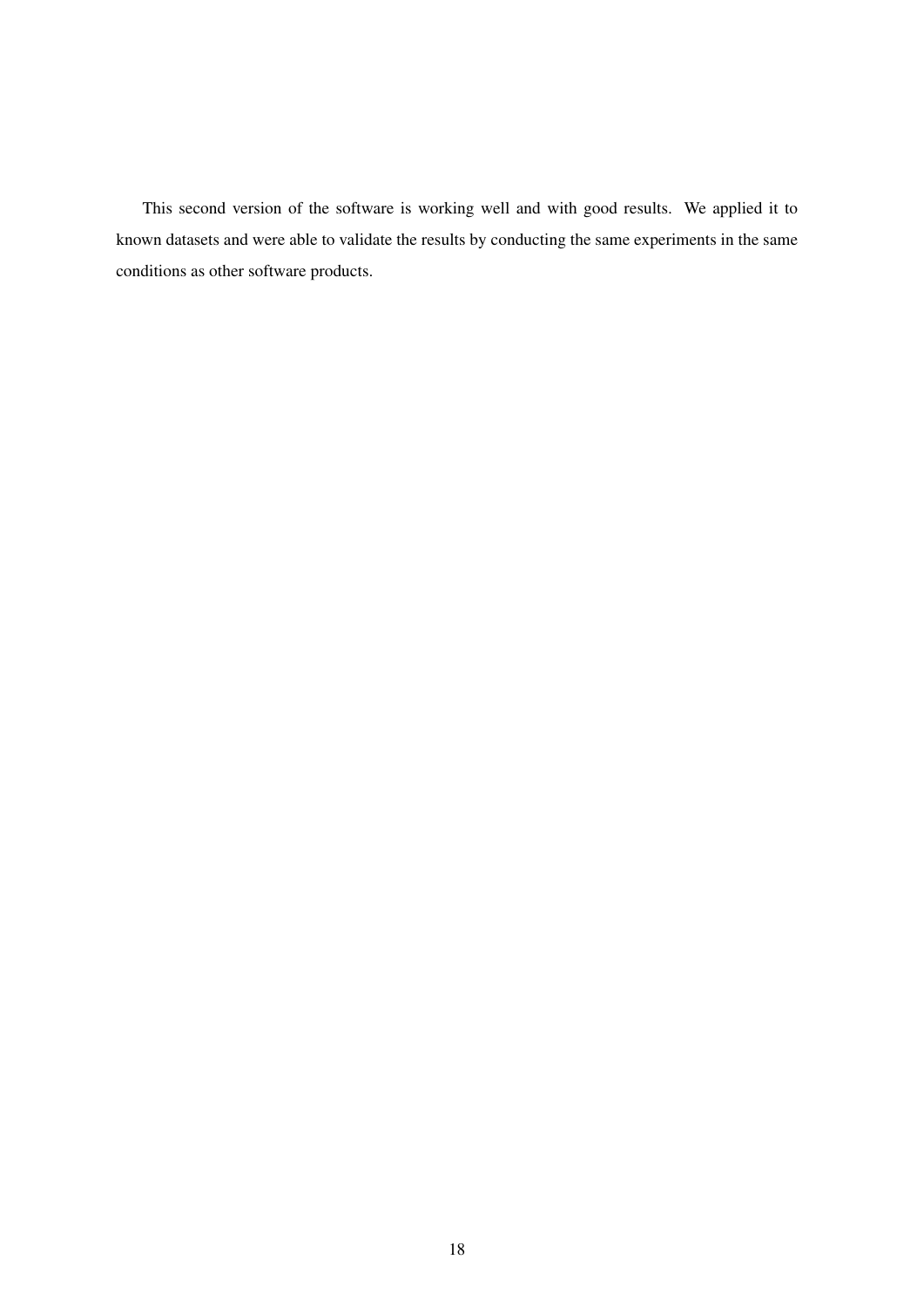This second version of the software is working well and with good results. We applied it to known datasets and were able to validate the results by conducting the same experiments in the same conditions as other software products.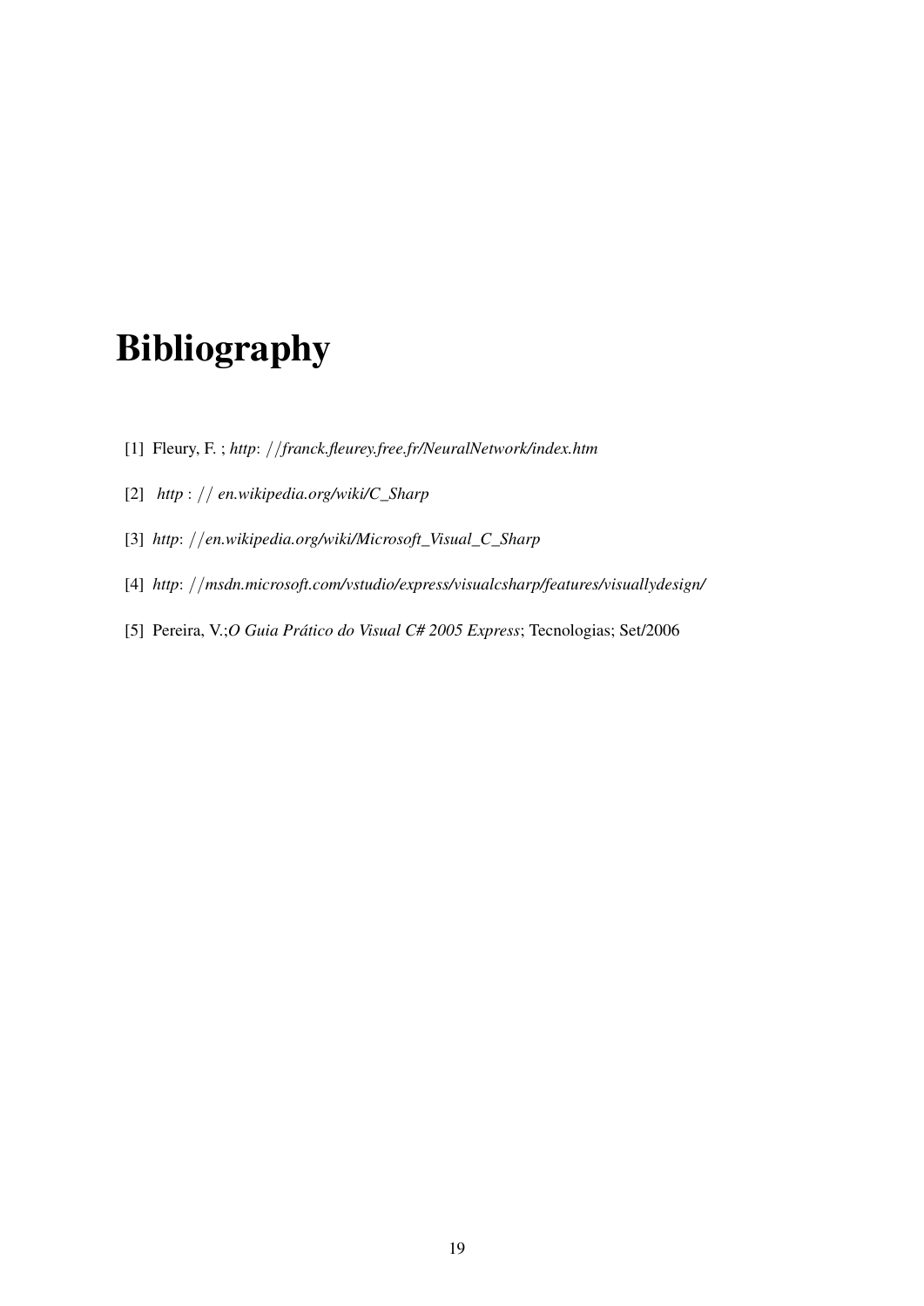# Bibliography

[1] Fleury, F. ; *http: //franck.fleurey.free.fr/NeuralNetwork/index.htm*

[2] *http : // en.wikipedia.org/wiki/C_Sharp*

[3] *http: //en.wikipedia.org/wiki/Microsoft_Visual_C_Sharp*

[4] *http: //msdn.microsoft.com/vstudio/express/visualcsharp/features/visuallydesign/*

[5] Pereira, V.;*O Guia Prático do Visual C# 2005 Express*; Tecnologias; Set/2006